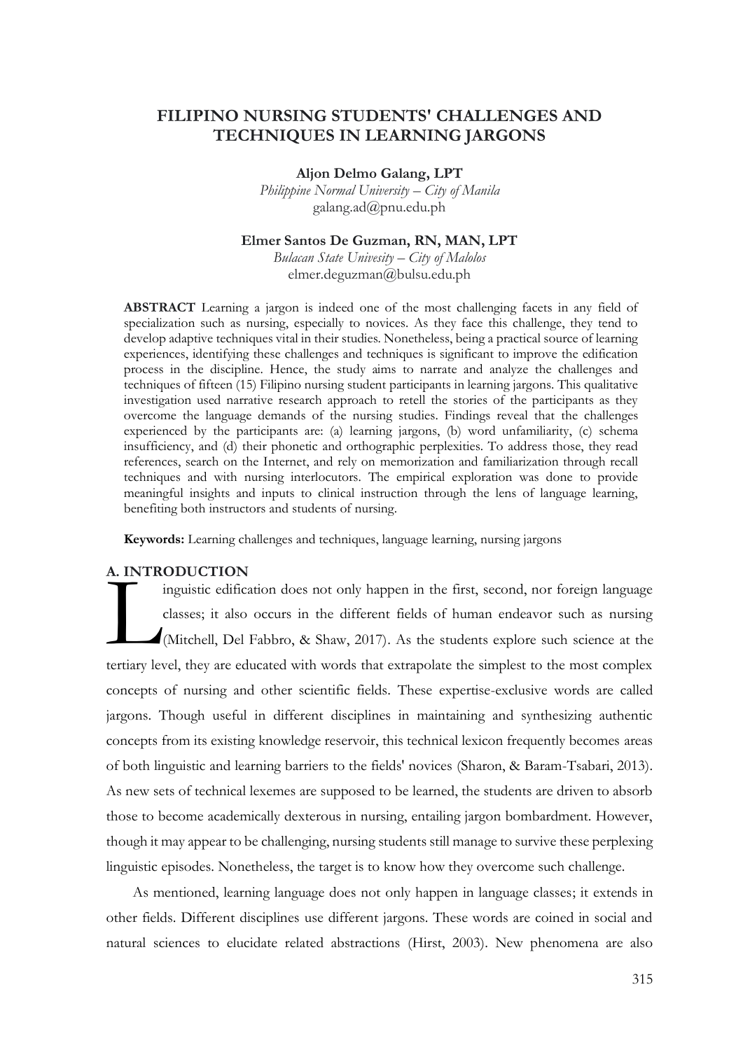# FILIPINO NURSING STUDENTS' CHALLENGES AND TECHNIQUES IN LEARNING JARGONS

**Aljon Delmo Galang, LPT**
*Philippine Normal University – City of Manila*
galang.ad@pnu.edu.ph

**Elmer Santos De Guzman, RN, MAN, LPT**
*Bulacan State Univesity – City of Malolos*
elmer.deguzman@bulsu.edu.ph

**ABSTRACT** Learning a jargon is indeed one of the most challenging facets in any field of specialization such as nursing, especially to novices. As they face this challenge, they tend to develop adaptive techniques vital in their studies. Nonetheless, being a practical source of learning experiences, identifying these challenges and techniques is significant to improve the edification process in the discipline. Hence, the study aims to narrate and analyze the challenges and techniques of fifteen (15) Filipino nursing student participants in learning jargons. This qualitative investigation used narrative research approach to retell the stories of the participants as they overcome the language demands of the nursing studies. Findings reveal that the challenges experienced by the participants are: (a) learning jargons, (b) word unfamiliarity, (c) schema insufficiency, and (d) their phonetic and orthographic perplexities. To address those, they read references, search on the Internet, and rely on memorization and familiarization through recall techniques and with nursing interlocutors. The empirical exploration was done to provide meaningful insights and inputs to clinical instruction through the lens of language learning, benefiting both instructors and students of nursing.

**Keywords:** Learning challenges and techniques, language learning, nursing jargons

## A. INTRODUCTION

Linguistic edification does not only happen in the first, second, nor foreign language classes; it also occurs in the different fields of human endeavor such as nursing (Mitchell, Del Fabbro, & Shaw, 2017). As the students explore such science at the tertiary level, they are educated with words that extrapolate the simplest to the most complex concepts of nursing and other scientific fields. These expertise-exclusive words are called jargons. Though useful in different disciplines in maintaining and synthesizing authentic concepts from its existing knowledge reservoir, this technical lexicon frequently becomes areas of both linguistic and learning barriers to the fields' novices (Sharon, & Baram-Tsabari, 2013). As new sets of technical lexemes are supposed to be learned, the students are driven to absorb those to become academically dexterous in nursing, entailing jargon bombardment. However, though it may appear to be challenging, nursing students still manage to survive these perplexing linguistic episodes. Nonetheless, the target is to know how they overcome such challenge.

As mentioned, learning language does not only happen in language classes; it extends in other fields. Different disciplines use different jargons. These words are coined in social and natural sciences to elucidate related abstractions (Hirst, 2003). New phenomena are also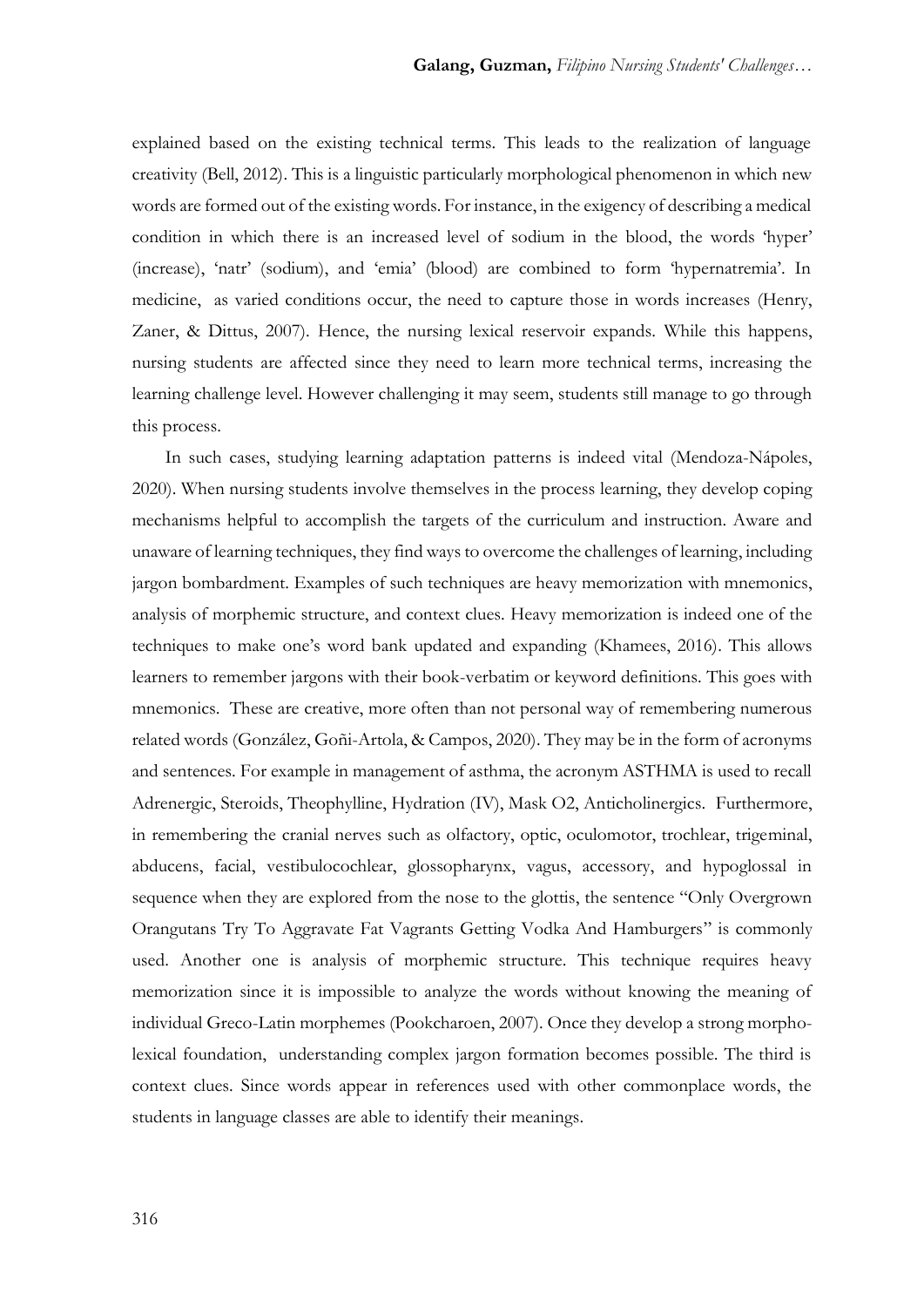explained based on the existing technical terms. This leads to the realization of language creativity (Bell, 2012). This is a linguistic particularly morphological phenomenon in which new words are formed out of the existing words. For instance, in the exigency of describing a medical condition in which there is an increased level of sodium in the blood, the words 'hyper' (increase), 'natr' (sodium), and 'emia' (blood) are combined to form 'hypernatremia'. In medicine, as varied conditions occur, the need to capture those in words increases (Henry, Zaner, & Dittus, 2007). Hence, the nursing lexical reservoir expands. While this happens, nursing students are affected since they need to learn more technical terms, increasing the learning challenge level. However challenging it may seem, students still manage to go through this process.

In such cases, studying learning adaptation patterns is indeed vital (Mendoza-Nápoles, 2020). When nursing students involve themselves in the process learning, they develop coping mechanisms helpful to accomplish the targets of the curriculum and instruction. Aware and unaware of learning techniques, they find ways to overcome the challenges of learning, including jargon bombardment. Examples of such techniques are heavy memorization with mnemonics, analysis of morphemic structure, and context clues. Heavy memorization is indeed one of the techniques to make one's word bank updated and expanding (Khamees, 2016). This allows learners to remember jargons with their book-verbatim or keyword definitions. This goes with mnemonics. These are creative, more often than not personal way of remembering numerous related words (González, Goñi-Artola, & Campos, 2020). They may be in the form of acronyms and sentences. For example in management of asthma, the acronym ASTHMA is used to recall Adrenergic, Steroids, Theophylline, Hydration (IV), Mask O2, Anticholinergics. Furthermore, in remembering the cranial nerves such as olfactory, optic, oculomotor, trochlear, trigeminal, abducens, facial, vestibulocochlear, glossopharynx, vagus, accessory, and hypoglossal in sequence when they are explored from the nose to the glottis, the sentence "Only Overgrown Orangutans Try To Aggravate Fat Vagrants Getting Vodka And Hamburgers" is commonly used. Another one is analysis of morphemic structure. This technique requires heavy memorization since it is impossible to analyze the words without knowing the meaning of individual Greco-Latin morphemes (Pookcharoen, 2007). Once they develop a strong morpho-lexical foundation, understanding complex jargon formation becomes possible. The third is context clues. Since words appear in references used with other commonplace words, the students in language classes are able to identify their meanings.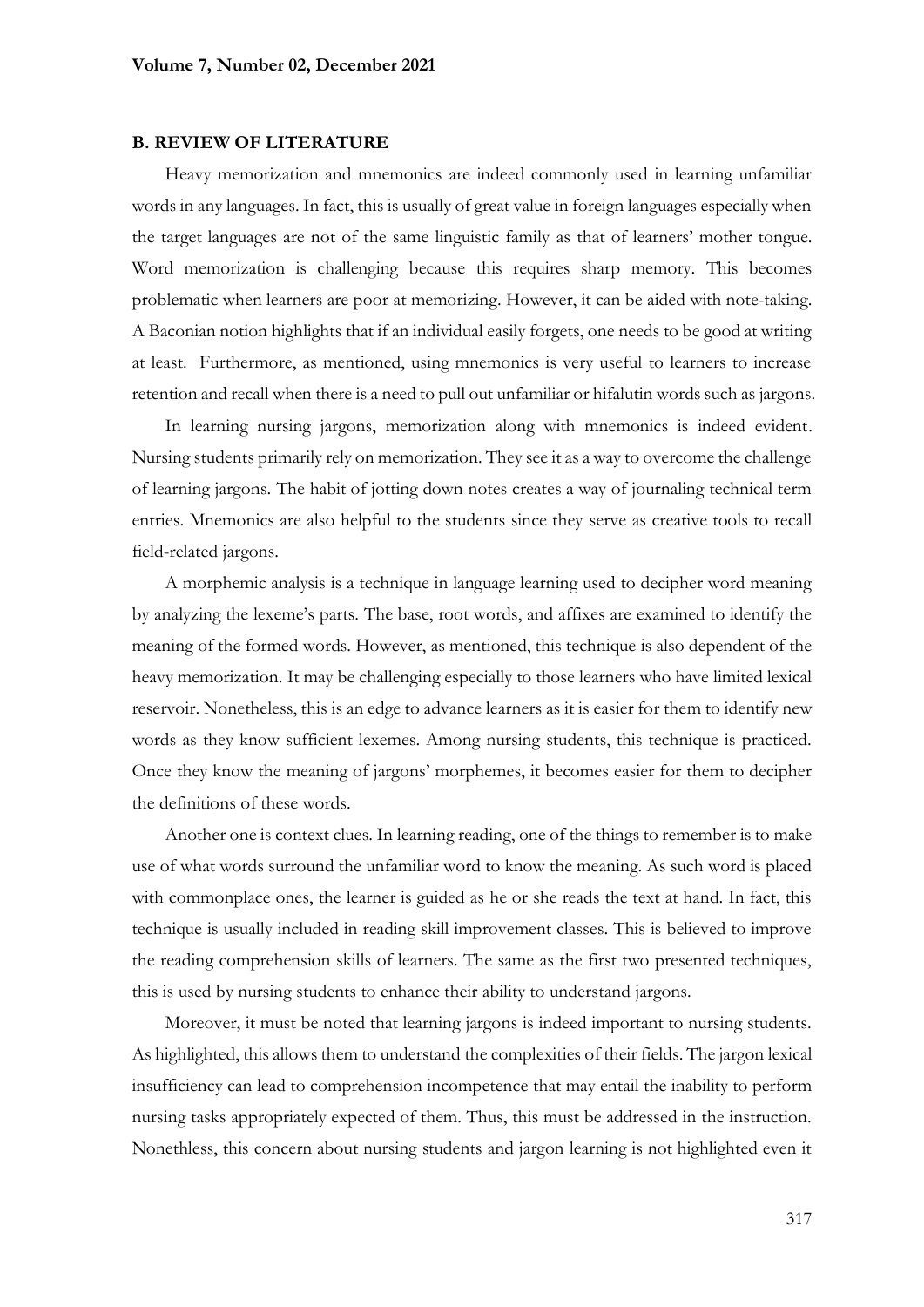## B. REVIEW OF LITERATURE

Heavy memorization and mnemonics are indeed commonly used in learning unfamiliar words in any languages. In fact, this is usually of great value in foreign languages especially when the target languages are not of the same linguistic family as that of learners' mother tongue. Word memorization is challenging because this requires sharp memory. This becomes problematic when learners are poor at memorizing. However, it can be aided with note-taking. A Baconian notion highlights that if an individual easily forgets, one needs to be good at writing at least. Furthermore, as mentioned, using mnemonics is very useful to learners to increase retention and recall when there is a need to pull out unfamiliar or hifalutin words such as jargons.

In learning nursing jargons, memorization along with mnemonics is indeed evident. Nursing students primarily rely on memorization. They see it as a way to overcome the challenge of learning jargons. The habit of jotting down notes creates a way of journaling technical term entries. Mnemonics are also helpful to the students since they serve as creative tools to recall field-related jargons.

A morphemic analysis is a technique in language learning used to decipher word meaning by analyzing the lexeme's parts. The base, root words, and affixes are examined to identify the meaning of the formed words. However, as mentioned, this technique is also dependent of the heavy memorization. It may be challenging especially to those learners who have limited lexical reservoir. Nonetheless, this is an edge to advance learners as it is easier for them to identify new words as they know sufficient lexemes. Among nursing students, this technique is practiced. Once they know the meaning of jargons' morphemes, it becomes easier for them to decipher the definitions of these words.

Another one is context clues. In learning reading, one of the things to remember is to make use of what words surround the unfamiliar word to know the meaning. As such word is placed with commonplace ones, the learner is guided as he or she reads the text at hand. In fact, this technique is usually included in reading skill improvement classes. This is believed to improve the reading comprehension skills of learners. The same as the first two presented techniques, this is used by nursing students to enhance their ability to understand jargons.

Moreover, it must be noted that learning jargons is indeed important to nursing students. As highlighted, this allows them to understand the complexities of their fields. The jargon lexical insufficiency can lead to comprehension incompetence that may entail the inability to perform nursing tasks appropriately expected of them. Thus, this must be addressed in the instruction. Nonethless, this concern about nursing students and jargon learning is not highlighted even it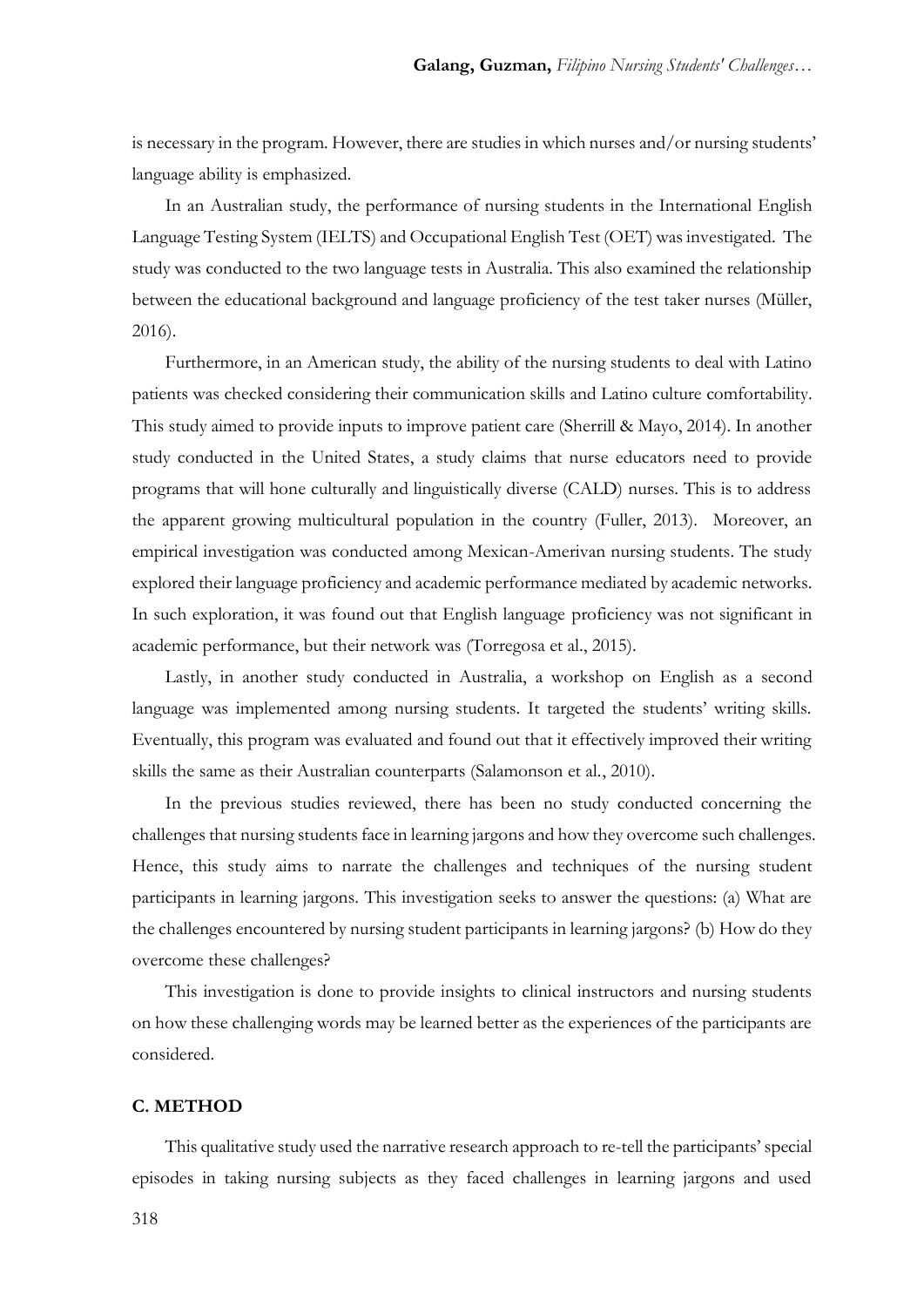is necessary in the program. However, there are studies in which nurses and/or nursing students' language ability is emphasized.

In an Australian study, the performance of nursing students in the International English Language Testing System (IELTS) and Occupational English Test (OET) was investigated. The study was conducted to the two language tests in Australia. This also examined the relationship between the educational background and language proficiency of the test taker nurses (Müller, 2016).

Furthermore, in an American study, the ability of the nursing students to deal with Latino patients was checked considering their communication skills and Latino culture comfortability. This study aimed to provide inputs to improve patient care (Sherrill & Mayo, 2014). In another study conducted in the United States, a study claims that nurse educators need to provide programs that will hone culturally and linguistically diverse (CALD) nurses. This is to address the apparent growing multicultural population in the country (Fuller, 2013). Moreover, an empirical investigation was conducted among Mexican-Amerivan nursing students. The study explored their language proficiency and academic performance mediated by academic networks. In such exploration, it was found out that English language proficiency was not significant in academic performance, but their network was (Torregosa et al., 2015).

Lastly, in another study conducted in Australia, a workshop on English as a second language was implemented among nursing students. It targeted the students' writing skills. Eventually, this program was evaluated and found out that it effectively improved their writing skills the same as their Australian counterparts (Salamonson et al., 2010).

In the previous studies reviewed, there has been no study conducted concerning the challenges that nursing students face in learning jargons and how they overcome such challenges. Hence, this study aims to narrate the challenges and techniques of the nursing student participants in learning jargons. This investigation seeks to answer the questions: (a) What are the challenges encountered by nursing student participants in learning jargons? (b) How do they overcome these challenges?

This investigation is done to provide insights to clinical instructors and nursing students on how these challenging words may be learned better as the experiences of the participants are considered.

## C. METHOD

This qualitative study used the narrative research approach to re-tell the participants' special episodes in taking nursing subjects as they faced challenges in learning jargons and used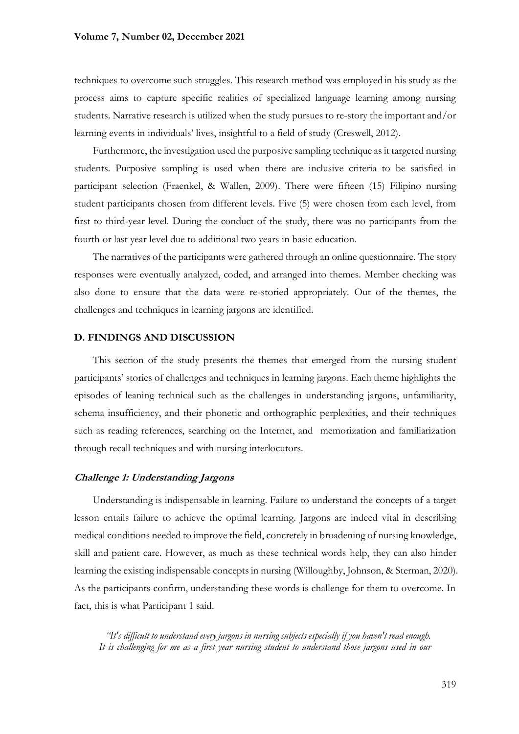techniques to overcome such struggles. This research method was employed in his study as the process aims to capture specific realities of specialized language learning among nursing students. Narrative research is utilized when the study pursues to re-story the important and/or learning events in individuals' lives, insightful to a field of study (Creswell, 2012).

Furthermore, the investigation used the purposive sampling technique as it targeted nursing students. Purposive sampling is used when there are inclusive criteria to be satisfied in participant selection (Fraenkel, & Wallen, 2009). There were fifteen (15) Filipino nursing student participants chosen from different levels. Five (5) were chosen from each level, from first to third-year level. During the conduct of the study, there was no participants from the fourth or last year level due to additional two years in basic education.

The narratives of the participants were gathered through an online questionnaire. The story responses were eventually analyzed, coded, and arranged into themes. Member checking was also done to ensure that the data were re-storied appropriately. Out of the themes, the challenges and techniques in learning jargons are identified.

## D. FINDINGS AND DISCUSSION

This section of the study presents the themes that emerged from the nursing student participants' stories of challenges and techniques in learning jargons. Each theme highlights the episodes of leaning technical such as the challenges in understanding jargons, unfamiliarity, schema insufficiency, and their phonetic and orthographic perplexities, and their techniques such as reading references, searching on the Internet, and memorization and familiarization through recall techniques and with nursing interlocutors.

### *Challenge 1: Understanding Jargons*

Understanding is indispensable in learning. Failure to understand the concepts of a target lesson entails failure to achieve the optimal learning. Jargons are indeed vital in describing medical conditions needed to improve the field, concretely in broadening of nursing knowledge, skill and patient care. However, as much as these technical words help, they can also hinder learning the existing indispensable concepts in nursing (Willoughby, Johnson, & Sterman, 2020). As the participants confirm, understanding these words is challenge for them to overcome. In fact, this is what Participant 1 said.

> *"It's difficult to understand every jargons in nursing subjects especially if you haven't read enough. It is challenging for me as a first year nursing student to understand those jargons used in our*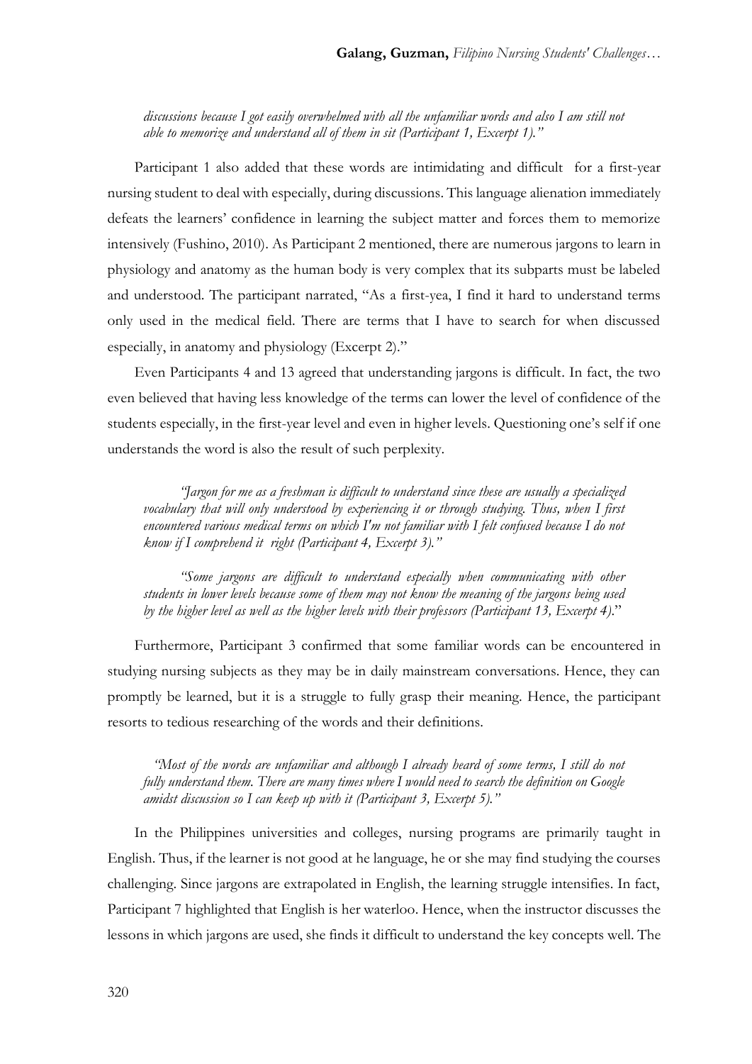*discussions because I got easily overwhelmed with all the unfamiliar words and also I am still not able to memorize and understand all of them in sit (Participant 1, Excerpt 1)."*

Participant 1 also added that these words are intimidating and difficult for a first-year nursing student to deal with especially, during discussions. This language alienation immediately defeats the learners' confidence in learning the subject matter and forces them to memorize intensively (Fushino, 2010). As Participant 2 mentioned, there are numerous jargons to learn in physiology and anatomy as the human body is very complex that its subparts must be labeled and understood. The participant narrated, "As a first-yea, I find it hard to understand terms only used in the medical field. There are terms that I have to search for when discussed especially, in anatomy and physiology (Excerpt 2)."

Even Participants 4 and 13 agreed that understanding jargons is difficult. In fact, the two even believed that having less knowledge of the terms can lower the level of confidence of the students especially, in the first-year level and even in higher levels. Questioning one's self if one understands the word is also the result of such perplexity.

> *"Jargon for me as a freshman is difficult to understand since these are usually a specialized vocabulary that will only understood by experiencing it or through studying. Thus, when I first encountered various medical terms on which I'm not familiar with I felt confused because I do not know if I comprehend it right (Participant 4, Excerpt 3)."*

> *"Some jargons are difficult to understand especially when communicating with other students in lower levels because some of them may not know the meaning of the jargons being used by the higher level as well as the higher levels with their professors (Participant 13, Excerpt 4)."*

Furthermore, Participant 3 confirmed that some familiar words can be encountered in studying nursing subjects as they may be in daily mainstream conversations. Hence, they can promptly be learned, but it is a struggle to fully grasp their meaning. Hence, the participant resorts to tedious researching of the words and their definitions.

> *"Most of the words are unfamiliar and although I already heard of some terms, I still do not fully understand them. There are many times where I would need to search the definition on Google amidst discussion so I can keep up with it (Participant 3, Excerpt 5)."*

In the Philippines universities and colleges, nursing programs are primarily taught in English. Thus, if the learner is not good at he language, he or she may find studying the courses challenging. Since jargons are extrapolated in English, the learning struggle intensifies. In fact, Participant 7 highlighted that English is her waterloo. Hence, when the instructor discusses the lessons in which jargons are used, she finds it difficult to understand the key concepts well. The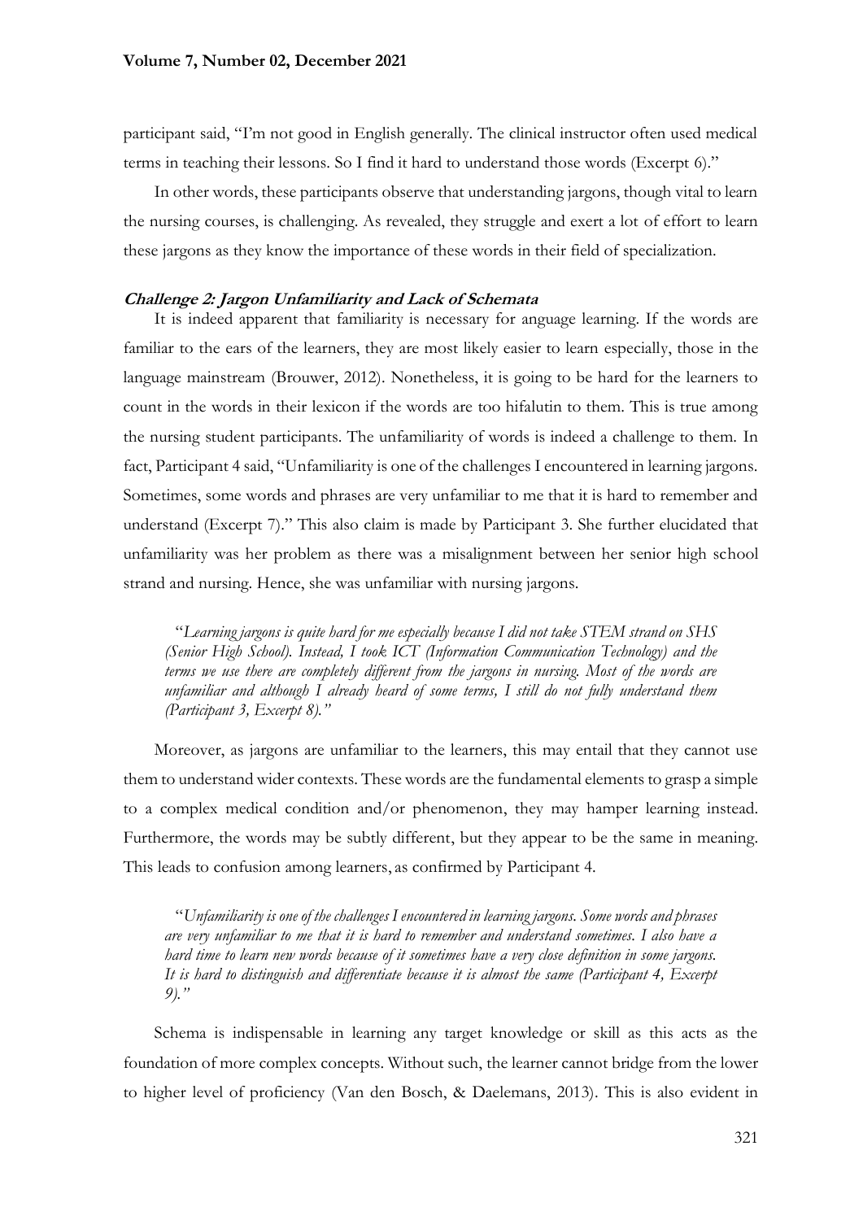participant said, "I'm not good in English generally. The clinical instructor often used medical terms in teaching their lessons. So I find it hard to understand those words (Excerpt 6)."

In other words, these participants observe that understanding jargons, though vital to learn the nursing courses, is challenging. As revealed, they struggle and exert a lot of effort to learn these jargons as they know the importance of these words in their field of specialization.

### *Challenge 2: Jargon Unfamiliarity and Lack of Schemata*

It is indeed apparent that familiarity is necessary for anguage learning. If the words are familiar to the ears of the learners, they are most likely easier to learn especially, those in the language mainstream (Brouwer, 2012). Nonetheless, it is going to be hard for the learners to count in the words in their lexicon if the words are too hifalutin to them. This is true among the nursing student participants. The unfamiliarity of words is indeed a challenge to them. In fact, Participant 4 said, "Unfamiliarity is one of the challenges I encountered in learning jargons. Sometimes, some words and phrases are very unfamiliar to me that it is hard to remember and understand (Excerpt 7)." This also claim is made by Participant 3. She further elucidated that unfamiliarity was her problem as there was a misalignment between her senior high school strand and nursing. Hence, she was unfamiliar with nursing jargons.

> "*Learning jargons is quite hard for me especially because I did not take STEM strand on SHS (Senior High School). Instead, I took ICT (Information Communication Technology) and the terms we use there are completely different from the jargons in nursing. Most of the words are unfamiliar and although I already heard of some terms, I still do not fully understand them (Participant 3, Excerpt 8).*"

Moreover, as jargons are unfamiliar to the learners, this may entail that they cannot use them to understand wider contexts. These words are the fundamental elements to grasp a simple to a complex medical condition and/or phenomenon, they may hamper learning instead. Furthermore, the words may be subtly different, but they appear to be the same in meaning. This leads to confusion among learners, as confirmed by Participant 4.

> "*Unfamiliarity is one of the challenges I encountered in learning jargons. Some words and phrases are very unfamiliar to me that it is hard to remember and understand sometimes. I also have a hard time to learn new words because of it sometimes have a very close definition in some jargons. It is hard to distinguish and differentiate because it is almost the same (Participant 4, Excerpt 9).*"

Schema is indispensable in learning any target knowledge or skill as this acts as the foundation of more complex concepts. Without such, the learner cannot bridge from the lower to higher level of proficiency (Van den Bosch, & Daelemans, 2013). This is also evident in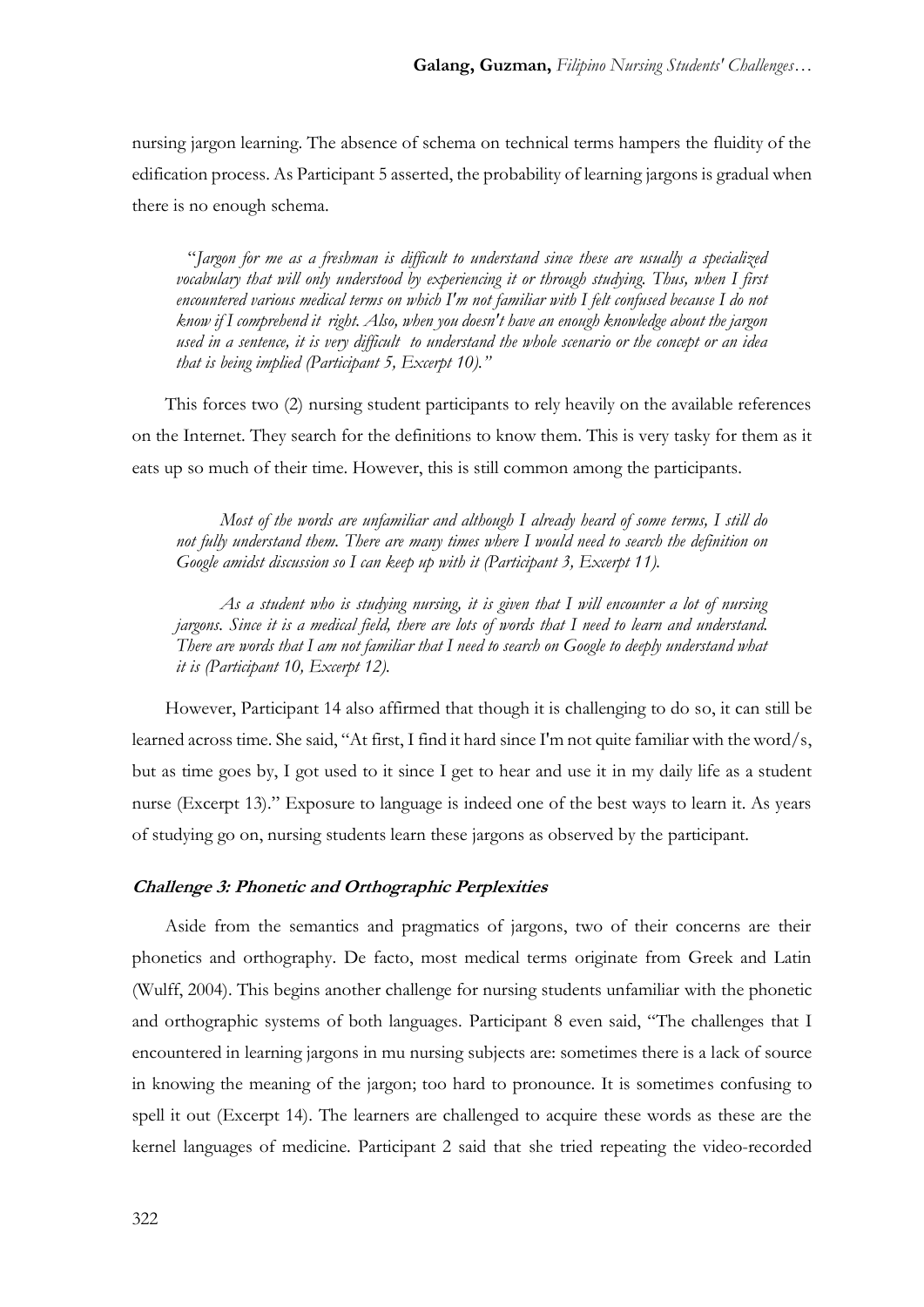nursing jargon learning. The absence of schema on technical terms hampers the fluidity of the edification process. As Participant 5 asserted, the probability of learning jargons is gradual when there is no enough schema.

> "*Jargon for me as a freshman is difficult to understand since these are usually a specialized vocabulary that will only understood by experiencing it or through studying. Thus, when I first encountered various medical terms on which I'm not familiar with I felt confused because I do not know if I comprehend it right. Also, when you doesn't have an enough knowledge about the jargon used in a sentence, it is very difficult to understand the whole scenario or the concept or an idea that is being implied (Participant 5, Excerpt 10).*"

This forces two (2) nursing student participants to rely heavily on the available references on the Internet. They search for the definitions to know them. This is very tasky for them as it eats up so much of their time. However, this is still common among the participants.

> *Most of the words are unfamiliar and although I already heard of some terms, I still do not fully understand them. There are many times where I would need to search the definition on Google amidst discussion so I can keep up with it (Participant 3, Excerpt 11).*

> *As a student who is studying nursing, it is given that I will encounter a lot of nursing jargons. Since it is a medical field, there are lots of words that I need to learn and understand. There are words that I am not familiar that I need to search on Google to deeply understand what it is (Participant 10, Excerpt 12).*

However, Participant 14 also affirmed that though it is challenging to do so, it can still be learned across time. She said, "At first, I find it hard since I'm not quite familiar with the word/s, but as time goes by, I got used to it since I get to hear and use it in my daily life as a student nurse (Excerpt 13)." Exposure to language is indeed one of the best ways to learn it. As years of studying go on, nursing students learn these jargons as observed by the participant.

### *Challenge 3: Phonetic and Orthographic Perplexities*

Aside from the semantics and pragmatics of jargons, two of their concerns are their phonetics and orthography. De facto, most medical terms originate from Greek and Latin (Wulff, 2004). This begins another challenge for nursing students unfamiliar with the phonetic and orthographic systems of both languages. Participant 8 even said, "The challenges that I encountered in learning jargons in mu nursing subjects are: sometimes there is a lack of source in knowing the meaning of the jargon; too hard to pronounce. It is sometimes confusing to spell it out (Excerpt 14). The learners are challenged to acquire these words as these are the kernel languages of medicine. Participant 2 said that she tried repeating the video-recorded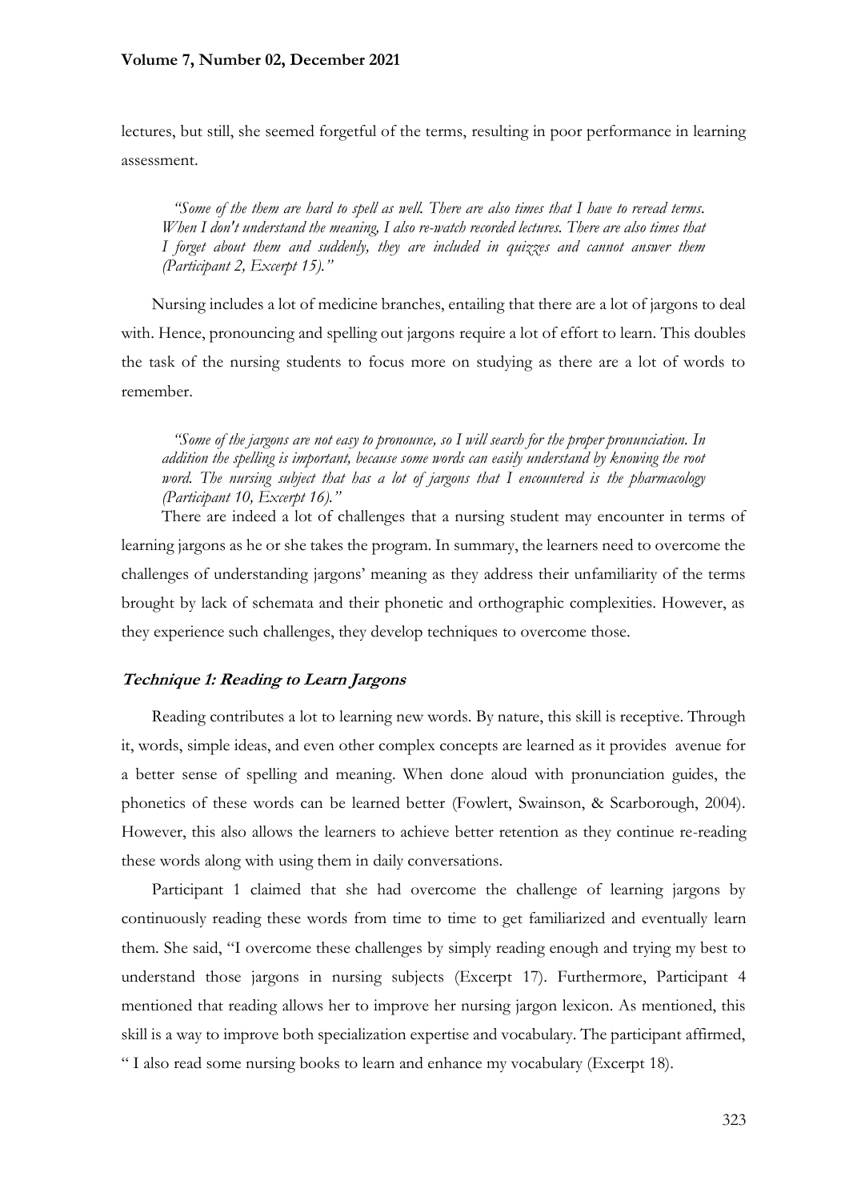lectures, but still, she seemed forgetful of the terms, resulting in poor performance in learning assessment.

> *"Some of the them are hard to spell as well. There are also times that I have to reread terms. When I don't understand the meaning, I also re-watch recorded lectures. There are also times that I forget about them and suddenly, they are included in quizzes and cannot answer them (Participant 2, Excerpt 15)."*

Nursing includes a lot of medicine branches, entailing that there are a lot of jargons to deal with. Hence, pronouncing and spelling out jargons require a lot of effort to learn. This doubles the task of the nursing students to focus more on studying as there are a lot of words to remember.

> *"Some of the jargons are not easy to pronounce, so I will search for the proper pronunciation. In addition the spelling is important, because some words can easily understand by knowing the root word. The nursing subject that has a lot of jargons that I encountered is the pharmacology (Participant 10, Excerpt 16)."*

There are indeed a lot of challenges that a nursing student may encounter in terms of learning jargons as he or she takes the program. In summary, the learners need to overcome the challenges of understanding jargons' meaning as they address their unfamiliarity of the terms brought by lack of schemata and their phonetic and orthographic complexities. However, as they experience such challenges, they develop techniques to overcome those.

### ***Technique 1: Reading to Learn Jargons***

Reading contributes a lot to learning new words. By nature, this skill is receptive. Through it, words, simple ideas, and even other complex concepts are learned as it provides avenue for a better sense of spelling and meaning. When done aloud with pronunciation guides, the phonetics of these words can be learned better (Fowlert, Swainson, & Scarborough, 2004). However, this also allows the learners to achieve better retention as they continue re-reading these words along with using them in daily conversations.

Participant 1 claimed that she had overcome the challenge of learning jargons by continuously reading these words from time to time to get familiarized and eventually learn them. She said, "I overcome these challenges by simply reading enough and trying my best to understand those jargons in nursing subjects (Excerpt 17). Furthermore, Participant 4 mentioned that reading allows her to improve her nursing jargon lexicon. As mentioned, this skill is a way to improve both specialization expertise and vocabulary. The participant affirmed, " I also read some nursing books to learn and enhance my vocabulary (Excerpt 18).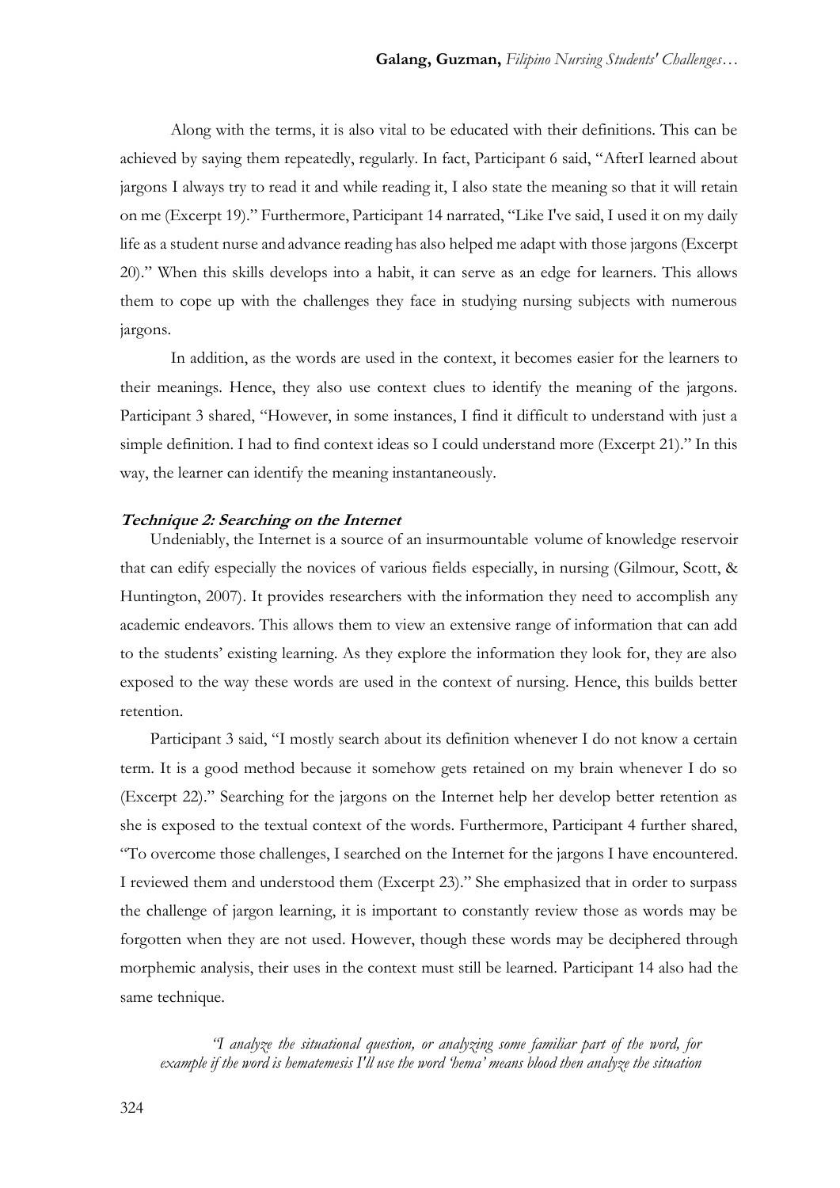Along with the terms, it is also vital to be educated with their definitions. This can be achieved by saying them repeatedly, regularly. In fact, Participant 6 said, "AfterI learned about jargons I always try to read it and while reading it, I also state the meaning so that it will retain on me (Excerpt 19)." Furthermore, Participant 14 narrated, "Like I've said, I used it on my daily life as a student nurse and advance reading has also helped me adapt with those jargons (Excerpt 20)." When this skills develops into a habit, it can serve as an edge for learners. This allows them to cope up with the challenges they face in studying nursing subjects with numerous jargons.

In addition, as the words are used in the context, it becomes easier for the learners to their meanings. Hence, they also use context clues to identify the meaning of the jargons. Participant 3 shared, "However, in some instances, I find it difficult to understand with just a simple definition. I had to find context ideas so I could understand more (Excerpt 21)." In this way, the learner can identify the meaning instantaneously.

***Technique 2: Searching on the Internet***

Undeniably, the Internet is a source of an insurmountable volume of knowledge reservoir that can edify especially the novices of various fields especially, in nursing (Gilmour, Scott, & Huntington, 2007). It provides researchers with the information they need to accomplish any academic endeavors. This allows them to view an extensive range of information that can add to the students' existing learning. As they explore the information they look for, they are also exposed to the way these words are used in the context of nursing. Hence, this builds better retention.

Participant 3 said, "I mostly search about its definition whenever I do not know a certain term. It is a good method because it somehow gets retained on my brain whenever I do so (Excerpt 22)." Searching for the jargons on the Internet help her develop better retention as she is exposed to the textual context of the words. Furthermore, Participant 4 further shared, "To overcome those challenges, I searched on the Internet for the jargons I have encountered. I reviewed them and understood them (Excerpt 23)." She emphasized that in order to surpass the challenge of jargon learning, it is important to constantly review those as words may be forgotten when they are not used. However, though these words may be deciphered through morphemic analysis, their uses in the context must still be learned. Participant 14 also had the same technique.

> *"I analyze the situational question, or analyzing some familiar part of the word, for example if the word is hematemesis I'll use the word 'hema' means blood then analyze the situation*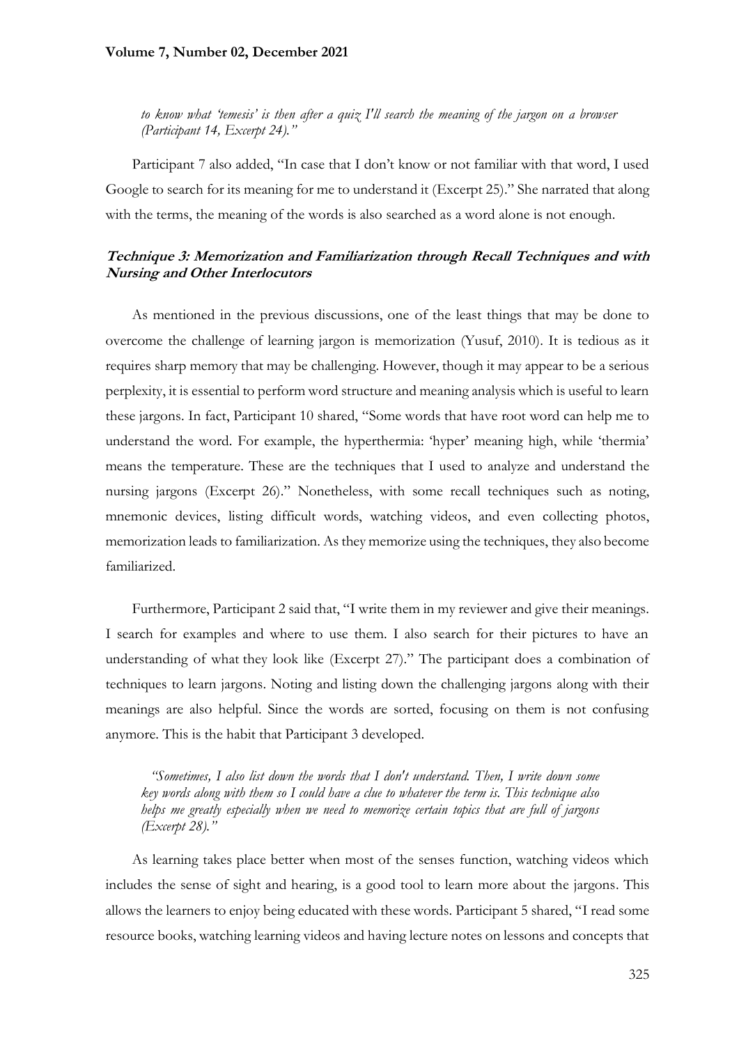*to know what 'temesis' is then after a quiz I'll search the meaning of the jargon on a browser (Participant 14, Excerpt 24)."*

Participant 7 also added, "In case that I don't know or not familiar with that word, I used Google to search for its meaning for me to understand it (Excerpt 25)." She narrated that along with the terms, the meaning of the words is also searched as a word alone is not enough.

### ***Technique 3: Memorization and Familiarization through Recall Techniques and with Nursing and Other Interlocutors***

As mentioned in the previous discussions, one of the least things that may be done to overcome the challenge of learning jargon is memorization (Yusuf, 2010). It is tedious as it requires sharp memory that may be challenging. However, though it may appear to be a serious perplexity, it is essential to perform word structure and meaning analysis which is useful to learn these jargons. In fact, Participant 10 shared, "Some words that have root word can help me to understand the word. For example, the hyperthermia: 'hyper' meaning high, while 'thermia' means the temperature. These are the techniques that I used to analyze and understand the nursing jargons (Excerpt 26)." Nonetheless, with some recall techniques such as noting, mnemonic devices, listing difficult words, watching videos, and even collecting photos, memorization leads to familiarization. As they memorize using the techniques, they also become familiarized.

Furthermore, Participant 2 said that, "I write them in my reviewer and give their meanings. I search for examples and where to use them. I also search for their pictures to have an understanding of what they look like (Excerpt 27)." The participant does a combination of techniques to learn jargons. Noting and listing down the challenging jargons along with their meanings are also helpful. Since the words are sorted, focusing on them is not confusing anymore. This is the habit that Participant 3 developed.

> *"Sometimes, I also list down the words that I don't understand. Then, I write down some key words along with them so I could have a clue to whatever the term is. This technique also helps me greatly especially when we need to memorize certain topics that are full of jargons (Excerpt 28)."*

As learning takes place better when most of the senses function, watching videos which includes the sense of sight and hearing, is a good tool to learn more about the jargons. This allows the learners to enjoy being educated with these words. Participant 5 shared, "I read some resource books, watching learning videos and having lecture notes on lessons and concepts that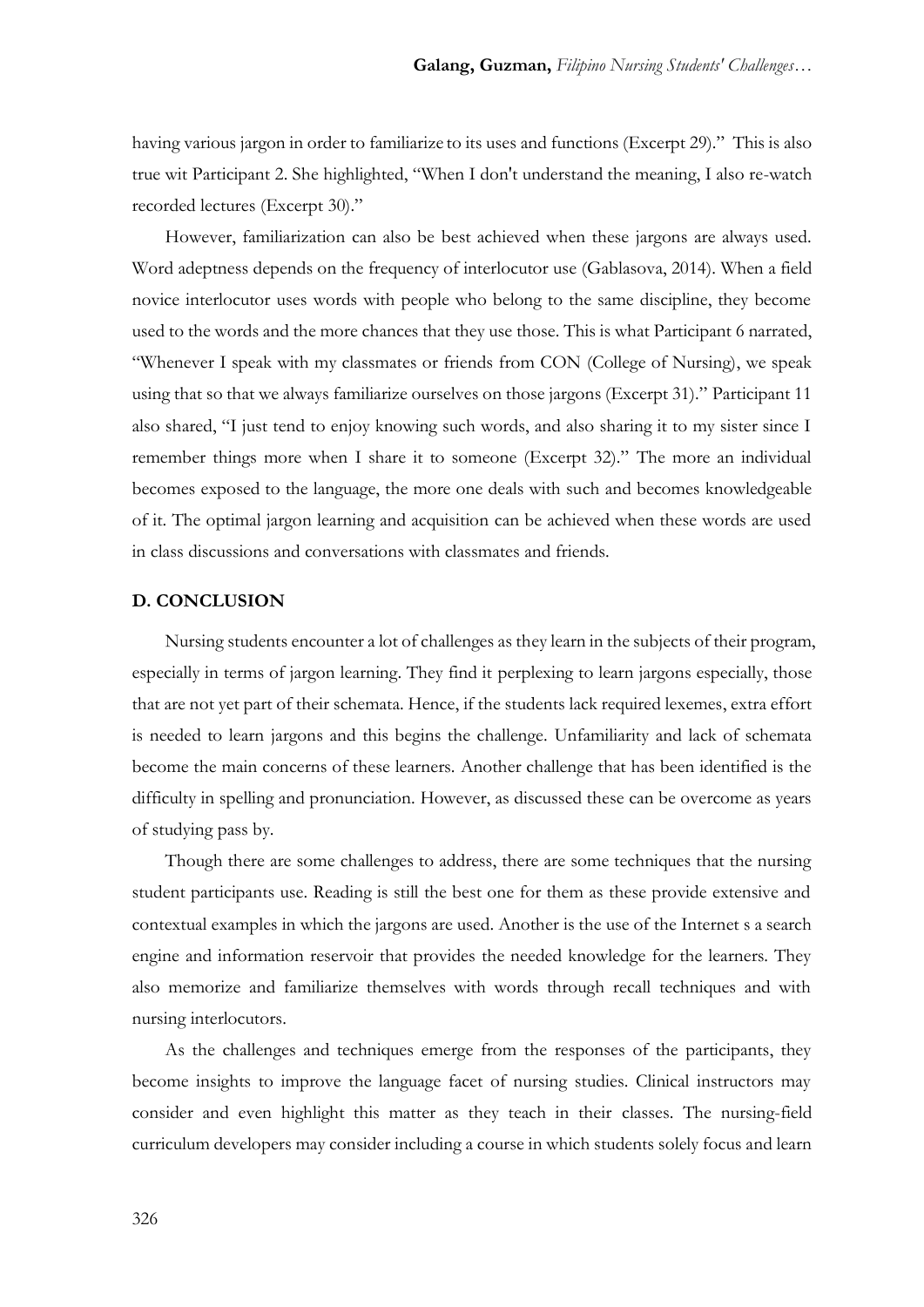having various jargon in order to familiarize to its uses and functions (Excerpt 29)." This is also true wit Participant 2. She highlighted, "When I don't understand the meaning, I also re-watch recorded lectures (Excerpt 30)."

However, familiarization can also be best achieved when these jargons are always used. Word adeptness depends on the frequency of interlocutor use (Gablasova, 2014). When a field novice interlocutor uses words with people who belong to the same discipline, they become used to the words and the more chances that they use those. This is what Participant 6 narrated, "Whenever I speak with my classmates or friends from CON (College of Nursing), we speak using that so that we always familiarize ourselves on those jargons (Excerpt 31)." Participant 11 also shared, "I just tend to enjoy knowing such words, and also sharing it to my sister since I remember things more when I share it to someone (Excerpt 32)." The more an individual becomes exposed to the language, the more one deals with such and becomes knowledgeable of it. The optimal jargon learning and acquisition can be achieved when these words are used in class discussions and conversations with classmates and friends.

## D. CONCLUSION

Nursing students encounter a lot of challenges as they learn in the subjects of their program, especially in terms of jargon learning. They find it perplexing to learn jargons especially, those that are not yet part of their schemata. Hence, if the students lack required lexemes, extra effort is needed to learn jargons and this begins the challenge. Unfamiliarity and lack of schemata become the main concerns of these learners. Another challenge that has been identified is the difficulty in spelling and pronunciation. However, as discussed these can be overcome as years of studying pass by.

Though there are some challenges to address, there are some techniques that the nursing student participants use. Reading is still the best one for them as these provide extensive and contextual examples in which the jargons are used. Another is the use of the Internet s a search engine and information reservoir that provides the needed knowledge for the learners. They also memorize and familiarize themselves with words through recall techniques and with nursing interlocutors.

As the challenges and techniques emerge from the responses of the participants, they become insights to improve the language facet of nursing studies. Clinical instructors may consider and even highlight this matter as they teach in their classes. The nursing-field curriculum developers may consider including a course in which students solely focus and learn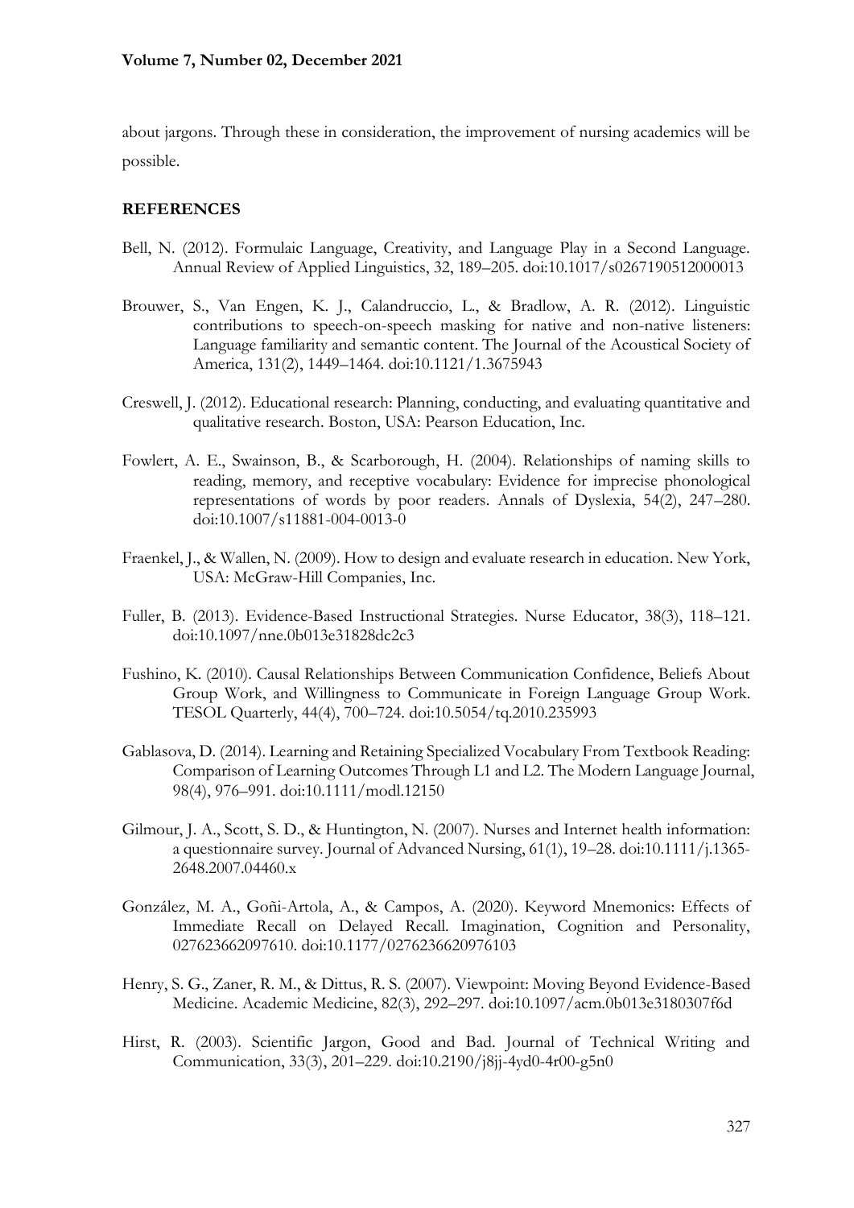about jargons. Through these in consideration, the improvement of nursing academics will be possible.

## REFERENCES

Bell, N. (2012). Formulaic Language, Creativity, and Language Play in a Second Language. Annual Review of Applied Linguistics, 32, 189–205. doi:10.1017/s0267190512000013

Brouwer, S., Van Engen, K. J., Calandruccio, L., & Bradlow, A. R. (2012). Linguistic contributions to speech-on-speech masking for native and non-native listeners: Language familiarity and semantic content. The Journal of the Acoustical Society of America, 131(2), 1449–1464. doi:10.1121/1.3675943

Creswell, J. (2012). Educational research: Planning, conducting, and evaluating quantitative and qualitative research. Boston, USA: Pearson Education, Inc.

Fowlert, A. E., Swainson, B., & Scarborough, H. (2004). Relationships of naming skills to reading, memory, and receptive vocabulary: Evidence for imprecise phonological representations of words by poor readers. Annals of Dyslexia, 54(2), 247–280. doi:10.1007/s11881-004-0013-0

Fraenkel, J., & Wallen, N. (2009). How to design and evaluate research in education. New York, USA: McGraw-Hill Companies, Inc.

Fuller, B. (2013). Evidence-Based Instructional Strategies. Nurse Educator, 38(3), 118–121. doi:10.1097/nne.0b013e31828dc2c3

Fushino, K. (2010). Causal Relationships Between Communication Confidence, Beliefs About Group Work, and Willingness to Communicate in Foreign Language Group Work. TESOL Quarterly, 44(4), 700–724. doi:10.5054/tq.2010.235993

Gablasova, D. (2014). Learning and Retaining Specialized Vocabulary From Textbook Reading: Comparison of Learning Outcomes Through L1 and L2. The Modern Language Journal, 98(4), 976–991. doi:10.1111/modl.12150

Gilmour, J. A., Scott, S. D., & Huntington, N. (2007). Nurses and Internet health information: a questionnaire survey. Journal of Advanced Nursing, 61(1), 19–28. doi:10.1111/j.1365-2648.2007.04460.x

González, M. A., Goñi-Artola, A., & Campos, A. (2020). Keyword Mnemonics: Effects of Immediate Recall on Delayed Recall. Imagination, Cognition and Personality, 027623662097610. doi:10.1177/0276236620976103

Henry, S. G., Zaner, R. M., & Dittus, R. S. (2007). Viewpoint: Moving Beyond Evidence-Based Medicine. Academic Medicine, 82(3), 292–297. doi:10.1097/acm.0b013e3180307f6d

Hirst, R. (2003). Scientific Jargon, Good and Bad. Journal of Technical Writing and Communication, 33(3), 201–229. doi:10.2190/j8jj-4yd0-4r00-g5n0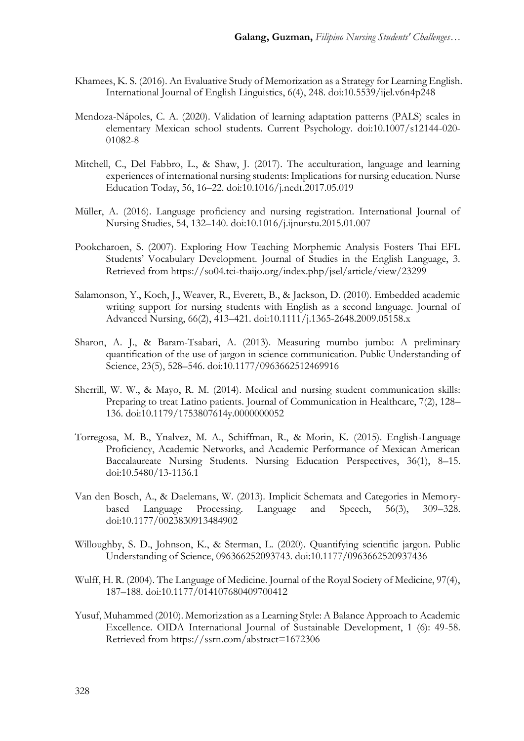Khamees, K. S. (2016). An Evaluative Study of Memorization as a Strategy for Learning English. International Journal of English Linguistics, 6(4), 248. doi:10.5539/ijel.v6n4p248

Mendoza-Nápoles, C. A. (2020). Validation of learning adaptation patterns (PALS) scales in elementary Mexican school students. Current Psychology. doi:10.1007/s12144-020-01082-8

Mitchell, C., Del Fabbro, L., & Shaw, J. (2017). The acculturation, language and learning experiences of international nursing students: Implications for nursing education. Nurse Education Today, 56, 16–22. doi:10.1016/j.nedt.2017.05.019

Müller, A. (2016). Language proficiency and nursing registration. International Journal of Nursing Studies, 54, 132–140. doi:10.1016/j.ijnurstu.2015.01.007

Pookcharoen, S. (2007). Exploring How Teaching Morphemic Analysis Fosters Thai EFL Students' Vocabulary Development. Journal of Studies in the English Language, 3. Retrieved from https://so04.tci-thaijo.org/index.php/jsel/article/view/23299

Salamonson, Y., Koch, J., Weaver, R., Everett, B., & Jackson, D. (2010). Embedded academic writing support for nursing students with English as a second language. Journal of Advanced Nursing, 66(2), 413–421. doi:10.1111/j.1365-2648.2009.05158.x

Sharon, A. J., & Baram-Tsabari, A. (2013). Measuring mumbo jumbo: A preliminary quantification of the use of jargon in science communication. Public Understanding of Science, 23(5), 528–546. doi:10.1177/0963662512469916

Sherrill, W. W., & Mayo, R. M. (2014). Medical and nursing student communication skills: Preparing to treat Latino patients. Journal of Communication in Healthcare, 7(2), 128–136. doi:10.1179/1753807614y.0000000052

Torregosa, M. B., Ynalvez, M. A., Schiffman, R., & Morin, K. (2015). English-Language Proficiency, Academic Networks, and Academic Performance of Mexican American Baccalaureate Nursing Students. Nursing Education Perspectives, 36(1), 8–15. doi:10.5480/13-1136.1

Van den Bosch, A., & Daelemans, W. (2013). Implicit Schemata and Categories in Memory-based Language Processing. Language and Speech, 56(3), 309–328. doi:10.1177/0023830913484902

Willoughby, S. D., Johnson, K., & Sterman, L. (2020). Quantifying scientific jargon. Public Understanding of Science, 096366252093743. doi:10.1177/0963662520937436

Wulff, H. R. (2004). The Language of Medicine. Journal of the Royal Society of Medicine, 97(4), 187–188. doi:10.1177/014107680409700412

Yusuf, Muhammed (2010). Memorization as a Learning Style: A Balance Approach to Academic Excellence. OIDA International Journal of Sustainable Development, 1 (6): 49-58. Retrieved from https://ssrn.com/abstract=1672306